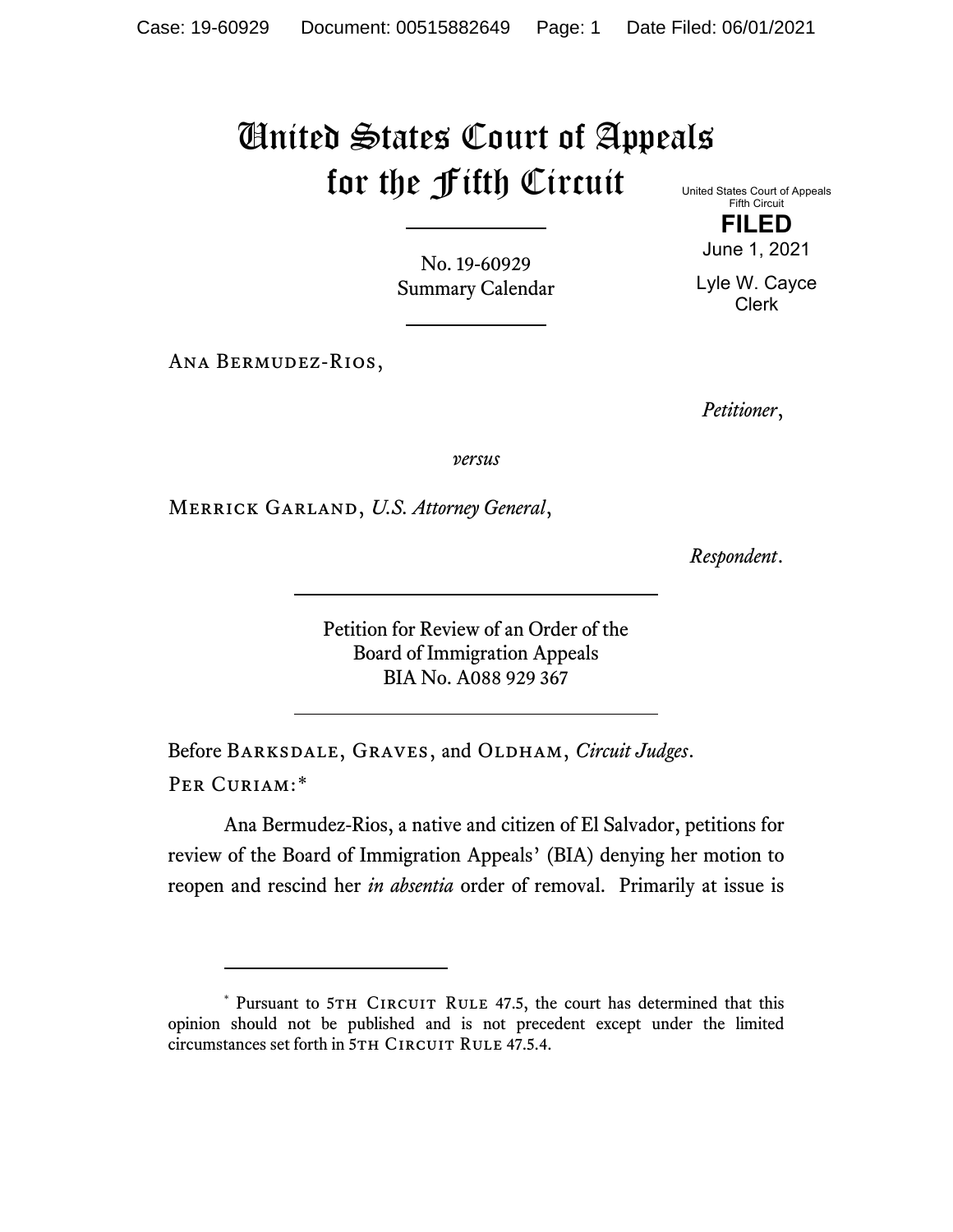# United States Court of Appeals for the Fifth Circuit

United States Court of Appeals
Fifth Circuit

**FILED**

June 1, 2021

Lyle W. Cayce
Clerk

No. 19-60929
Summary Calendar

---

Ana Bermudez-Rios,

*Petitioner*,

*versus*

Merrick Garland, *U.S. Attorney General*,

*Respondent*.

---

Petition for Review of an Order of the
Board of Immigration Appeals
BIA No. A088 929 367

---

Before Barksdale, Graves, and Oldham, *Circuit Judges*.

Per Curiam:*

Ana Bermudez-Rios, a native and citizen of El Salvador, petitions for review of the Board of Immigration Appeals' (BIA) denying her motion to reopen and rescind her *in absentia* order of removal. Primarily at issue is

---

\* Pursuant to 5th Circuit Rule 47.5, the court has determined that this opinion should not be published and is not precedent except under the limited circumstances set forth in 5th Circuit Rule 47.5.4.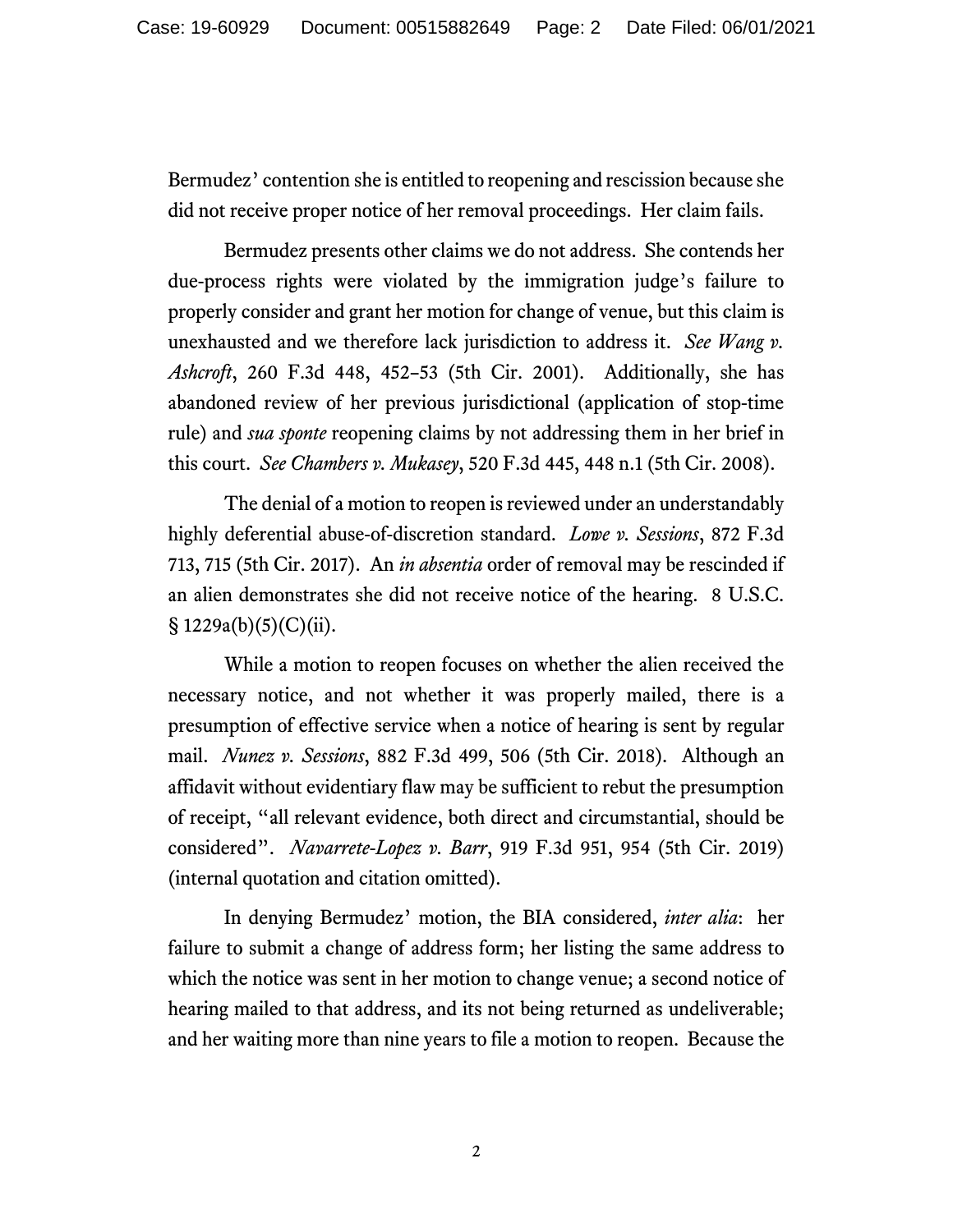Bermudez' contention she is entitled to reopening and rescission because she did not receive proper notice of her removal proceedings. Her claim fails.

Bermudez presents other claims we do not address. She contends her due-process rights were violated by the immigration judge's failure to properly consider and grant her motion for change of venue, but this claim is unexhausted and we therefore lack jurisdiction to address it. *See Wang v. Ashcroft*, 260 F.3d 448, 452–53 (5th Cir. 2001). Additionally, she has abandoned review of her previous jurisdictional (application of stop-time rule) and *sua sponte* reopening claims by not addressing them in her brief in this court. *See Chambers v. Mukasey*, 520 F.3d 445, 448 n.1 (5th Cir. 2008).

The denial of a motion to reopen is reviewed under an understandably highly deferential abuse-of-discretion standard. *Lowe v. Sessions*, 872 F.3d 713, 715 (5th Cir. 2017). An *in absentia* order of removal may be rescinded if an alien demonstrates she did not receive notice of the hearing. 8 U.S.C. § 1229a(b)(5)(C)(ii).

While a motion to reopen focuses on whether the alien received the necessary notice, and not whether it was properly mailed, there is a presumption of effective service when a notice of hearing is sent by regular mail. *Nunez v. Sessions*, 882 F.3d 499, 506 (5th Cir. 2018). Although an affidavit without evidentiary flaw may be sufficient to rebut the presumption of receipt, "all relevant evidence, both direct and circumstantial, should be considered". *Navarrete-Lopez v. Barr*, 919 F.3d 951, 954 (5th Cir. 2019) (internal quotation and citation omitted).

In denying Bermudez' motion, the BIA considered, *inter alia*: her failure to submit a change of address form; her listing the same address to which the notice was sent in her motion to change venue; a second notice of hearing mailed to that address, and its not being returned as undeliverable; and her waiting more than nine years to file a motion to reopen. Because the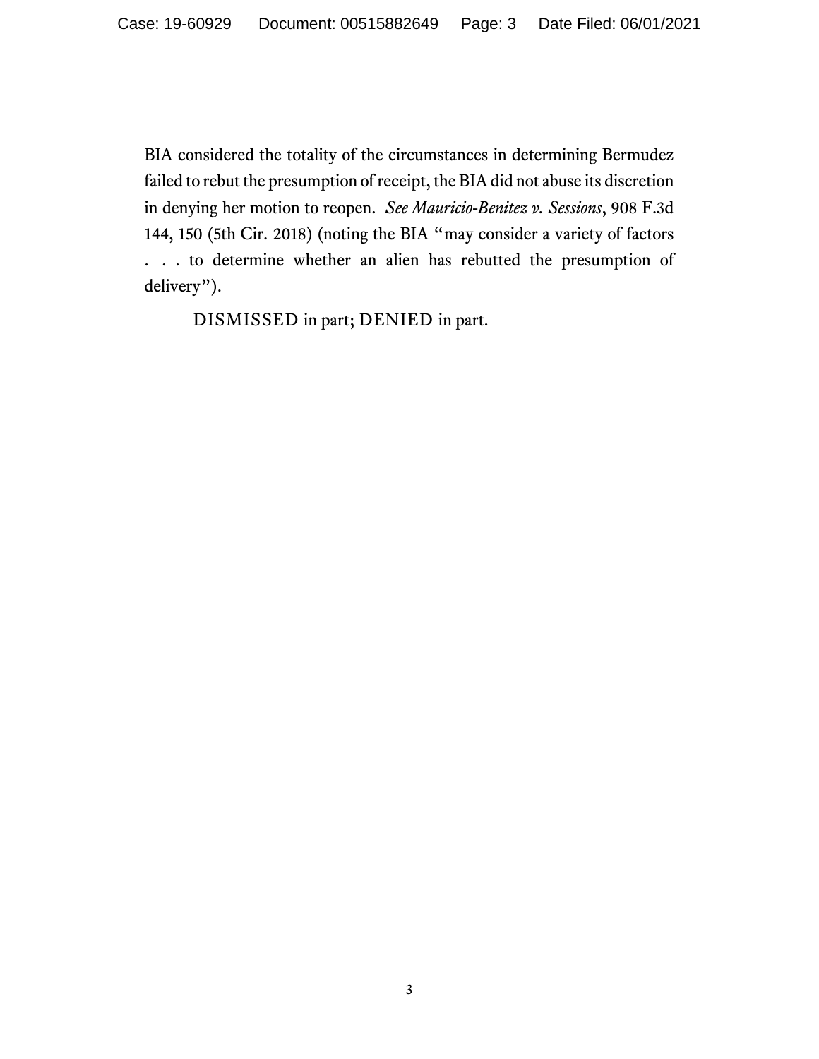BIA considered the totality of the circumstances in determining Bermudez failed to rebut the presumption of receipt, the BIA did not abuse its discretion in denying her motion to reopen. *See Mauricio-Benitez v. Sessions*, 908 F.3d 144, 150 (5th Cir. 2018) (noting the BIA "may consider a variety of factors . . . to determine whether an alien has rebutted the presumption of delivery").

DISMISSED in part; DENIED in part.